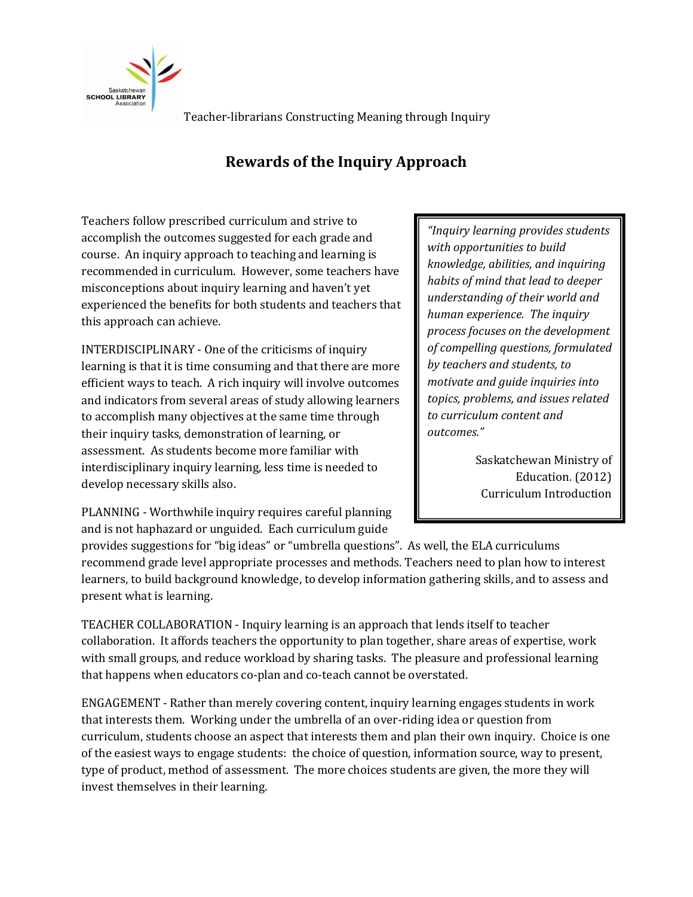Teacher-librarians Constructing Meaning through Inquiry

# Rewards of the Inquiry Approach

Teachers follow prescribed curriculum and strive to accomplish the outcomes suggested for each grade and course. An inquiry approach to teaching and learning is recommended in curriculum. However, some teachers have misconceptions about inquiry learning and haven't yet experienced the benefits for both students and teachers that this approach can achieve.

> *"Inquiry learning provides students with opportunities to build knowledge, abilities, and inquiring habits of mind that lead to deeper understanding of their world and human experience. The inquiry process focuses on the development of compelling questions, formulated by teachers and students, to motivate and guide inquiries into topics, problems, and issues related to curriculum content and outcomes."*
>
> Saskatchewan Ministry of Education. (2012) Curriculum Introduction

INTERDISCIPLINARY - One of the criticisms of inquiry learning is that it is time consuming and that there are more efficient ways to teach. A rich inquiry will involve outcomes and indicators from several areas of study allowing learners to accomplish many objectives at the same time through their inquiry tasks, demonstration of learning, or assessment. As students become more familiar with interdisciplinary inquiry learning, less time is needed to develop necessary skills also.

PLANNING - Worthwhile inquiry requires careful planning and is not haphazard or unguided. Each curriculum guide provides suggestions for "big ideas" or "umbrella questions". As well, the ELA curriculums recommend grade level appropriate processes and methods. Teachers need to plan how to interest learners, to build background knowledge, to develop information gathering skills, and to assess and present what is learning.

TEACHER COLLABORATION - Inquiry learning is an approach that lends itself to teacher collaboration. It affords teachers the opportunity to plan together, share areas of expertise, work with small groups, and reduce workload by sharing tasks. The pleasure and professional learning that happens when educators co-plan and co-teach cannot be overstated.

ENGAGEMENT - Rather than merely covering content, inquiry learning engages students in work that interests them. Working under the umbrella of an over-riding idea or question from curriculum, students choose an aspect that interests them and plan their own inquiry. Choice is one of the easiest ways to engage students: the choice of question, information source, way to present, type of product, method of assessment. The more choices students are given, the more they will invest themselves in their learning.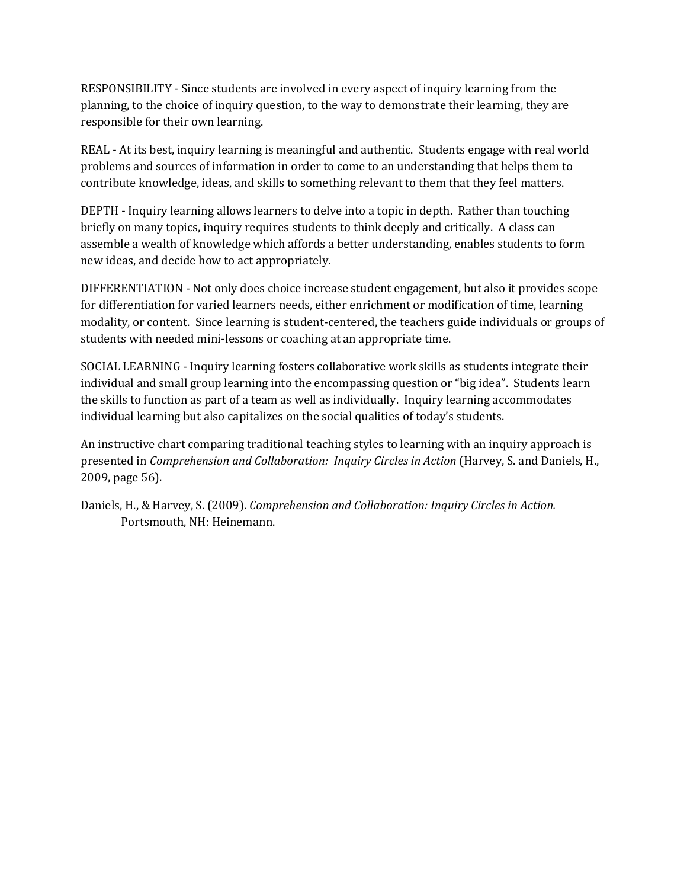RESPONSIBILITY - Since students are involved in every aspect of inquiry learning from the planning, to the choice of inquiry question, to the way to demonstrate their learning, they are responsible for their own learning.

REAL - At its best, inquiry learning is meaningful and authentic. Students engage with real world problems and sources of information in order to come to an understanding that helps them to contribute knowledge, ideas, and skills to something relevant to them that they feel matters.

DEPTH - Inquiry learning allows learners to delve into a topic in depth. Rather than touching briefly on many topics, inquiry requires students to think deeply and critically. A class can assemble a wealth of knowledge which affords a better understanding, enables students to form new ideas, and decide how to act appropriately.

DIFFERENTIATION - Not only does choice increase student engagement, but also it provides scope for differentiation for varied learners needs, either enrichment or modification of time, learning modality, or content. Since learning is student-centered, the teachers guide individuals or groups of students with needed mini-lessons or coaching at an appropriate time.

SOCIAL LEARNING - Inquiry learning fosters collaborative work skills as students integrate their individual and small group learning into the encompassing question or "big idea". Students learn the skills to function as part of a team as well as individually. Inquiry learning accommodates individual learning but also capitalizes on the social qualities of today's students.

An instructive chart comparing traditional teaching styles to learning with an inquiry approach is presented in *Comprehension and Collaboration: Inquiry Circles in Action* (Harvey, S. and Daniels, H., 2009, page 56).

Daniels, H., & Harvey, S. (2009). *Comprehension and Collaboration: Inquiry Circles in Action.* Portsmouth, NH: Heinemann.